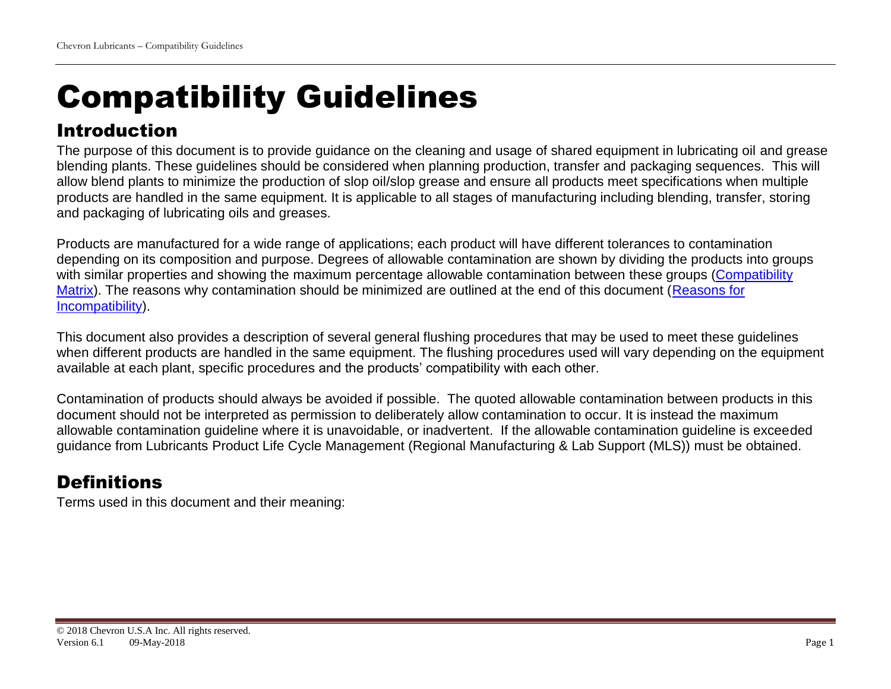# Compatibility Guidelines

## Introduction

The purpose of this document is to provide guidance on the cleaning and usage of shared equipment in lubricating oil and grease blending plants. These guidelines should be considered when planning production, transfer and packaging sequences. This will allow blend plants to minimize the production of slop oil/slop grease and ensure all products meet specifications when multiple products are handled in the same equipment. It is applicable to all stages of manufacturing including blending, transfer, storing and packaging of lubricating oils and greases.

Products are manufactured for a wide range of applications; each product will have different tolerances to contamination depending on its composition and purpose. Degrees of allowable contamination are shown by dividing the products into groups with similar properties and showing the maximum percentage allowable contamination between these groups (Compatibility Matrix). The reasons why contamination should be minimized are outlined at the end of this document (Reasons for Incompatibility).

This document also provides a description of several general flushing procedures that may be used to meet these guidelines when different products are handled in the same equipment. The flushing procedures used will vary depending on the equipment available at each plant, specific procedures and the products' compatibility with each other.

Contamination of products should always be avoided if possible. The quoted allowable contamination between products in this document should not be interpreted as permission to deliberately allow contamination to occur. It is instead the maximum allowable contamination guideline where it is unavoidable, or inadvertent. If the allowable contamination guideline is exceeded guidance from Lubricants Product Life Cycle Management (Regional Manufacturing & Lab Support (MLS)) must be obtained.

## Definitions

Terms used in this document and their meaning: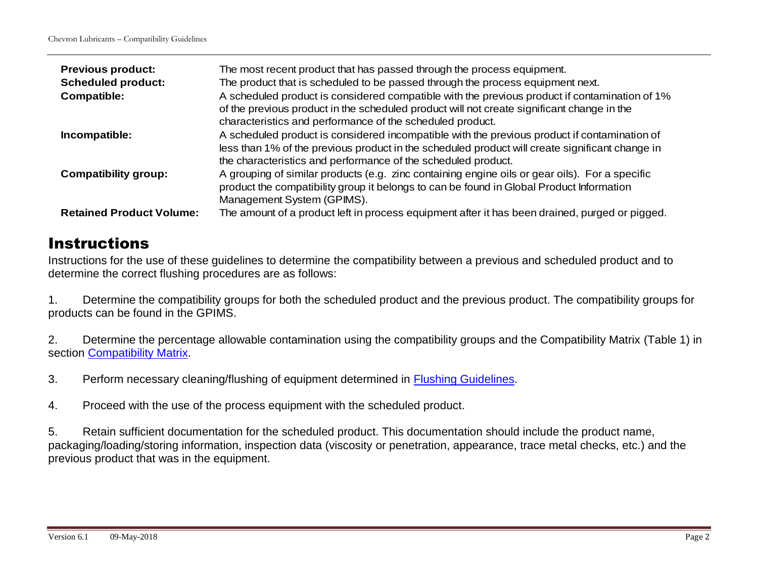| | |
|---|---|
| **Previous product:** | The most recent product that has passed through the process equipment. |
| **Scheduled product:** | The product that is scheduled to be passed through the process equipment next. |
| **Compatible:** | A scheduled product is considered compatible with the previous product if contamination of 1% of the previous product in the scheduled product will not create significant change in the characteristics and performance of the scheduled product. |
| **Incompatible:** | A scheduled product is considered incompatible with the previous product if contamination of less than 1% of the previous product in the scheduled product will create significant change in the characteristics and performance of the scheduled product. |
| **Compatibility group:** | A grouping of similar products (e.g. zinc containing engine oils or gear oils). For a specific product the compatibility group it belongs to can be found in Global Product Information Management System (GPIMS). |
| **Retained Product Volume:** | The amount of a product left in process equipment after it has been drained, purged or pigged. |

# Instructions

Instructions for the use of these guidelines to determine the compatibility between a previous and scheduled product and to determine the correct flushing procedures are as follows:

1. Determine the compatibility groups for both the scheduled product and the previous product. The compatibility groups for products can be found in the GPIMS.

2. Determine the percentage allowable contamination using the compatibility groups and the Compatibility Matrix (Table 1) in section Compatibility Matrix.

3. Perform necessary cleaning/flushing of equipment determined in Flushing Guidelines.

4. Proceed with the use of the process equipment with the scheduled product.

5. Retain sufficient documentation for the scheduled product. This documentation should include the product name, packaging/loading/storing information, inspection data (viscosity or penetration, appearance, trace metal checks, etc.) and the previous product that was in the equipment.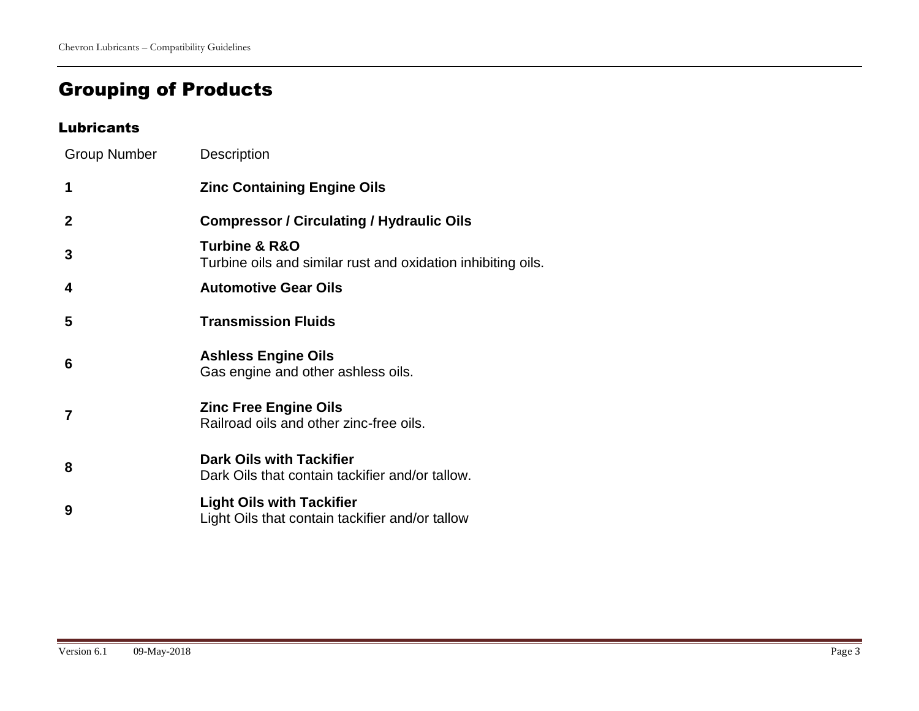# Grouping of Products

## Lubricants

| Group Number | Description |
| --- | --- |
| **1** | **Zinc Containing Engine Oils** |
| **2** | **Compressor / Circulating / Hydraulic Oils** |
| **3** | **Turbine & R&O**<br>Turbine oils and similar rust and oxidation inhibiting oils. |
| **4** | **Automotive Gear Oils** |
| **5** | **Transmission Fluids** |
| **6** | **Ashless Engine Oils**<br>Gas engine and other ashless oils. |
| **7** | **Zinc Free Engine Oils**<br>Railroad oils and other zinc-free oils. |
| **8** | **Dark Oils with Tackifier**<br>Dark Oils that contain tackifier and/or tallow. |
| **9** | **Light Oils with Tackifier**<br>Light Oils that contain tackifier and/or tallow |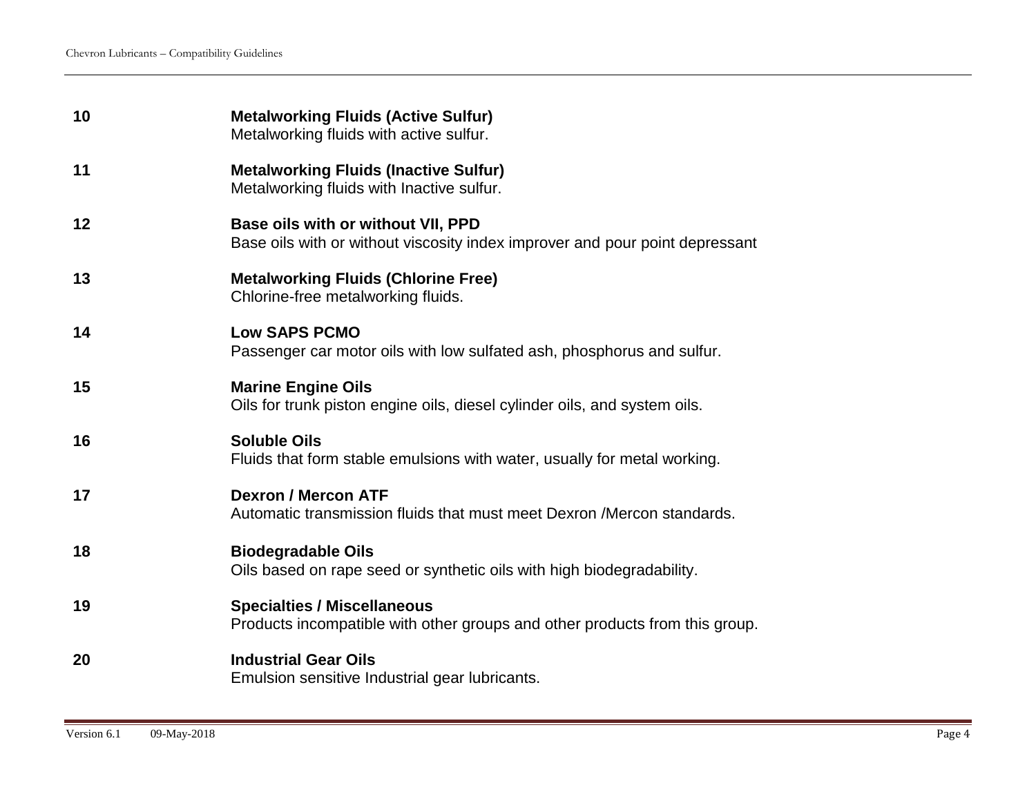| | |
|---|---|
| **10** | **Metalworking Fluids (Active Sulfur)**<br>Metalworking fluids with active sulfur. |
| **11** | **Metalworking Fluids (Inactive Sulfur)**<br>Metalworking fluids with Inactive sulfur. |
| **12** | **Base oils with or without VII, PPD**<br>Base oils with or without viscosity index improver and pour point depressant |
| **13** | **Metalworking Fluids (Chlorine Free)**<br>Chlorine-free metalworking fluids. |
| **14** | **Low SAPS PCMO**<br>Passenger car motor oils with low sulfated ash, phosphorus and sulfur. |
| **15** | **Marine Engine Oils**<br>Oils for trunk piston engine oils, diesel cylinder oils, and system oils. |
| **16** | **Soluble Oils**<br>Fluids that form stable emulsions with water, usually for metal working. |
| **17** | **Dexron / Mercon ATF**<br>Automatic transmission fluids that must meet Dexron /Mercon standards. |
| **18** | **Biodegradable Oils**<br>Oils based on rape seed or synthetic oils with high biodegradability. |
| **19** | **Specialties / Miscellaneous**<br>Products incompatible with other groups and other products from this group. |
| **20** | **Industrial Gear Oils**<br>Emulsion sensitive Industrial gear lubricants. |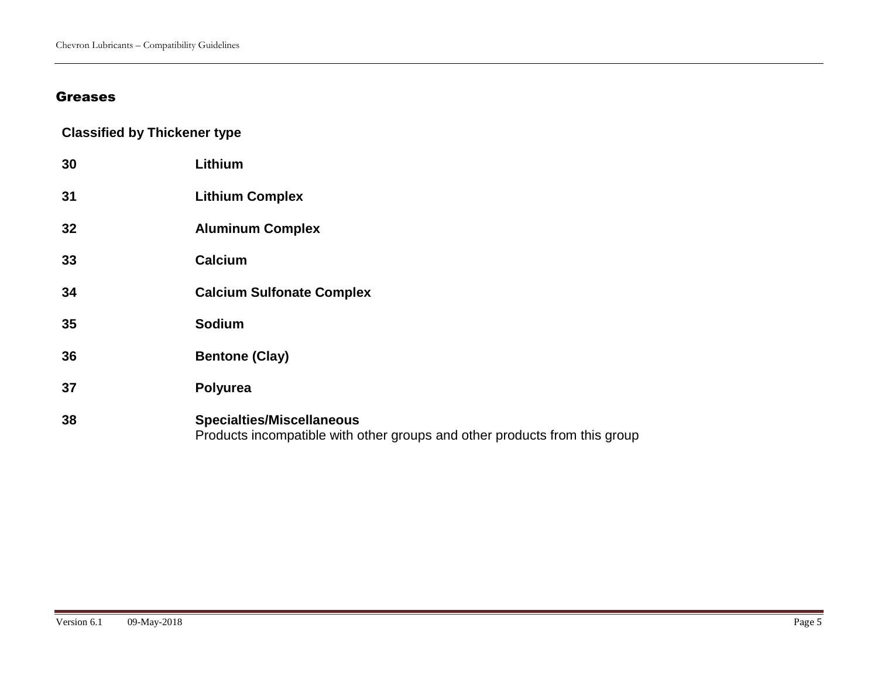## Greases

**Classified by Thickener type**

| | |
|---|---|
| **30** | **Lithium** |
| **31** | **Lithium Complex** |
| **32** | **Aluminum Complex** |
| **33** | **Calcium** |
| **34** | **Calcium Sulfonate Complex** |
| **35** | **Sodium** |
| **36** | **Bentone (Clay)** |
| **37** | **Polyurea** |
| **38** | **Specialties/Miscellaneous**<br>Products incompatible with other groups and other products from this group |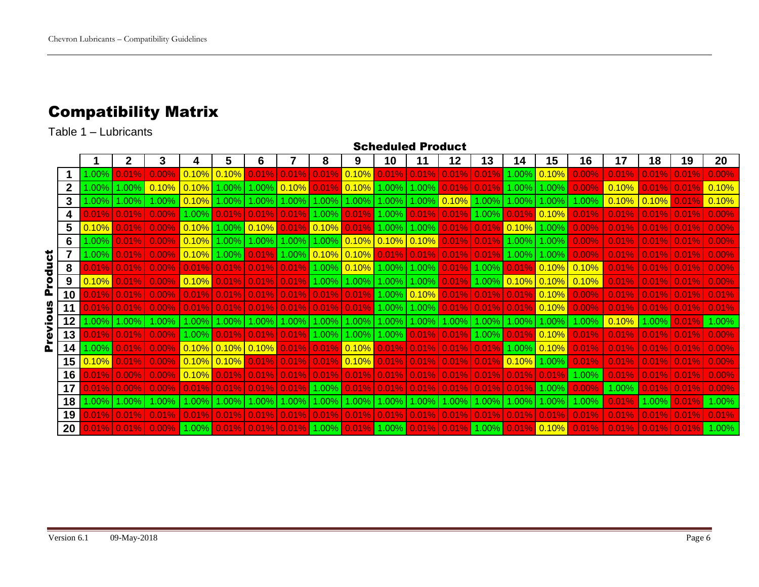# Compatibility Matrix

Table 1 – Lubricants

| Previous Product \ Scheduled Product | 1 | 2 | 3 | 4 | 5 | 6 | 7 | 8 | 9 | 10 | 11 | 12 | 13 | 14 | 15 | 16 | 17 | 18 | 19 | 20 |
|---|---|---|---|---|---|---|---|---|---|---|---|---|---|---|---|---|---|---|---|---|
| 1 | 1.00% | 0.01% | 0.00% | 0.10% | 0.10% | 0.01% | 0.01% | 0.01% | 0.10% | 0.01% | 0.01% | 0.01% | 0.01% | 1.00% | 0.10% | 0.00% | 0.01% | 0.01% | 0.01% | 0.00% |
| 2 | 1.00% | 1.00% | 0.10% | 0.10% | 1.00% | 1.00% | 0.10% | 0.01% | 0.10% | 1.00% | 1.00% | 0.01% | 0.01% | 1.00% | 1.00% | 0.00% | 0.10% | 0.01% | 0.01% | 0.10% |
| 3 | 1.00% | 1.00% | 1.00% | 0.10% | 1.00% | 1.00% | 1.00% | 1.00% | 1.00% | 1.00% | 1.00% | 0.10% | 1.00% | 1.00% | 1.00% | 1.00% | 0.10% | 0.10% | 0.01% | 0.10% |
| 4 | 0.01% | 0.01% | 0.00% | 1.00% | 0.01% | 0.01% | 0.01% | 1.00% | 0.01% | 1.00% | 0.01% | 0.01% | 1.00% | 0.01% | 0.10% | 0.01% | 0.01% | 0.01% | 0.01% | 0.00% |
| 5 | 0.10% | 0.01% | 0.00% | 0.10% | 1.00% | 0.10% | 0.01% | 0.10% | 0.01% | 1.00% | 1.00% | 0.01% | 0.01% | 0.10% | 1.00% | 0.00% | 0.01% | 0.01% | 0.01% | 0.00% |
| 6 | 1.00% | 0.01% | 0.00% | 0.10% | 1.00% | 1.00% | 1.00% | 1.00% | 0.10% | 0.10% | 0.10% | 0.01% | 0.01% | 1.00% | 1.00% | 0.00% | 0.01% | 0.01% | 0.01% | 0.00% |
| 7 | 1.00% | 0.01% | 0.00% | 0.10% | 1.00% | 0.01% | 1.00% | 0.10% | 0.10% | 0.01% | 0.01% | 0.01% | 0.01% | 1.00% | 1.00% | 0.00% | 0.01% | 0.01% | 0.01% | 0.00% |
| 8 | 0.01% | 0.01% | 0.00% | 0.01% | 0.01% | 0.01% | 0.01% | 1.00% | 0.10% | 1.00% | 1.00% | 0.01% | 1.00% | 0.01% | 0.10% | 0.10% | 0.01% | 0.01% | 0.01% | 0.00% |
| 9 | 0.10% | 0.01% | 0.00% | 0.10% | 0.01% | 0.01% | 0.01% | 1.00% | 1.00% | 1.00% | 1.00% | 0.01% | 1.00% | 0.10% | 0.10% | 0.10% | 0.01% | 0.01% | 0.01% | 0.00% |
| 10 | 0.01% | 0.01% | 0.00% | 0.01% | 0.01% | 0.01% | 0.01% | 0.01% | 0.01% | 1.00% | 0.10% | 0.01% | 0.01% | 0.01% | 0.10% | 0.00% | 0.01% | 0.01% | 0.01% | 0.01% |
| 11 | 0.01% | 0.01% | 0.00% | 0.01% | 0.01% | 0.01% | 0.01% | 0.01% | 0.01% | 1.00% | 1.00% | 0.01% | 0.01% | 0.01% | 0.10% | 0.00% | 0.01% | 0.01% | 0.01% | 0.01% |
| 12 | 1.00% | 1.00% | 1.00% | 1.00% | 1.00% | 1.00% | 1.00% | 1.00% | 1.00% | 1.00% | 1.00% | 1.00% | 1.00% | 1.00% | 1.00% | 1.00% | 0.10% | 1.00% | 0.01% | 1.00% |
| 13 | 0.01% | 0.01% | 0.00% | 1.00% | 0.01% | 0.01% | 0.01% | 1.00% | 1.00% | 1.00% | 0.01% | 0.01% | 1.00% | 0.01% | 0.10% | 0.01% | 0.01% | 0.01% | 0.01% | 0.00% |
| 14 | 1.00% | 0.01% | 0.00% | 0.10% | 0.10% | 0.10% | 0.01% | 0.01% | 0.10% | 0.01% | 0.01% | 0.01% | 0.01% | 1.00% | 0.10% | 0.01% | 0.01% | 0.01% | 0.01% | 0.00% |
| 15 | 0.10% | 0.01% | 0.00% | 0.10% | 0.10% | 0.01% | 0.01% | 0.01% | 0.10% | 0.01% | 0.01% | 0.01% | 0.01% | 0.10% | 1.00% | 0.01% | 0.01% | 0.01% | 0.01% | 0.00% |
| 16 | 0.01% | 0.00% | 0.00% | 0.10% | 0.01% | 0.01% | 0.01% | 0.01% | 0.01% | 0.01% | 0.01% | 0.01% | 0.01% | 0.01% | 0.01% | 1.00% | 0.01% | 0.01% | 0.01% | 0.00% |
| 17 | 0.01% | 0.00% | 0.00% | 0.01% | 0.01% | 0.01% | 0.01% | 1.00% | 0.01% | 0.01% | 0.01% | 0.01% | 0.01% | 0.01% | 1.00% | 0.00% | 1.00% | 0.01% | 0.01% | 0.00% |
| 18 | 1.00% | 1.00% | 1.00% | 1.00% | 1.00% | 1.00% | 1.00% | 1.00% | 1.00% | 1.00% | 1.00% | 1.00% | 1.00% | 1.00% | 1.00% | 1.00% | 0.01% | 1.00% | 0.01% | 1.00% |
| 19 | 0.01% | 0.01% | 0.01% | 0.01% | 0.01% | 0.01% | 0.01% | 0.01% | 0.01% | 0.01% | 0.01% | 0.01% | 0.01% | 0.01% | 0.01% | 0.01% | 0.01% | 0.01% | 0.01% | 0.01% |
| 20 | 0.01% | 0.01% | 0.00% | 1.00% | 0.01% | 0.01% | 0.01% | 1.00% | 0.01% | 1.00% | 0.01% | 0.01% | 1.00% | 0.01% | 0.10% | 0.01% | 0.01% | 0.01% | 0.01% | 1.00% |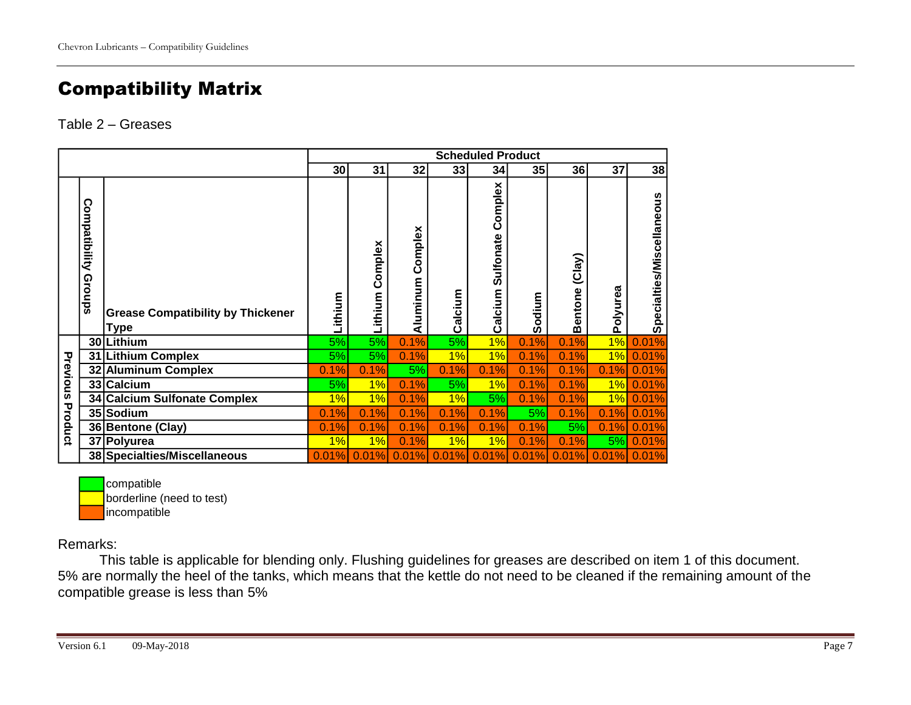# Compatibility Matrix

Table 2 – Greases

| Previous Product | | Scheduled Product | | | | | | | | |
|---|---|---|---|---|---|---|---|---|---|---|
| | | 30 | 31 | 32 | 33 | 34 | 35 | 36 | 37 | 38 |
| Compatibility Groups | Grease Compatibility by Thickener Type | Lithium | Lithium Complex | Aluminum Complex | Calcium | Calcium Sulfonate Complex | Sodium | Bentone (Clay) | Polyurea | Specialties/Miscellaneous |
| 30 | **Lithium** | 5% | 5% | 0.1% | 5% | 1% | 0.1% | 0.1% | 1% | 0.01% |
| 31 | **Lithium Complex** | 5% | 5% | 0.1% | 1% | 1% | 0.1% | 0.1% | 1% | 0.01% |
| 32 | **Aluminum Complex** | 0.1% | 0.1% | 5% | 0.1% | 0.1% | 0.1% | 0.1% | 0.1% | 0.01% |
| 33 | **Calcium** | 5% | 1% | 0.1% | 5% | 1% | 0.1% | 0.1% | 1% | 0.01% |
| 34 | **Calcium Sulfonate Complex** | 1% | 1% | 0.1% | 1% | 5% | 0.1% | 0.1% | 1% | 0.01% |
| 35 | **Sodium** | 0.1% | 0.1% | 0.1% | 0.1% | 0.1% | 5% | 0.1% | 0.1% | 0.01% |
| 36 | **Bentone (Clay)** | 0.1% | 0.1% | 0.1% | 0.1% | 0.1% | 0.1% | 5% | 0.1% | 0.01% |
| 37 | **Polyurea** | 1% | 1% | 0.1% | 1% | 1% | 0.1% | 0.1% | 5% | 0.01% |
| 38 | **Specialties/Miscellaneous** | 0.01% | 0.01% | 0.01% | 0.01% | 0.01% | 0.01% | 0.01% | 0.01% | 0.01% |

Legend:
- compatible (5%)
- borderline (need to test) (1%)
- incompatible (0.1%, 0.01%)

Remarks:

This table is applicable for blending only. Flushing guidelines for greases are described on item 1 of this document. 5% are normally the heel of the tanks, which means that the kettle do not need to be cleaned if the remaining amount of the compatible grease is less than 5%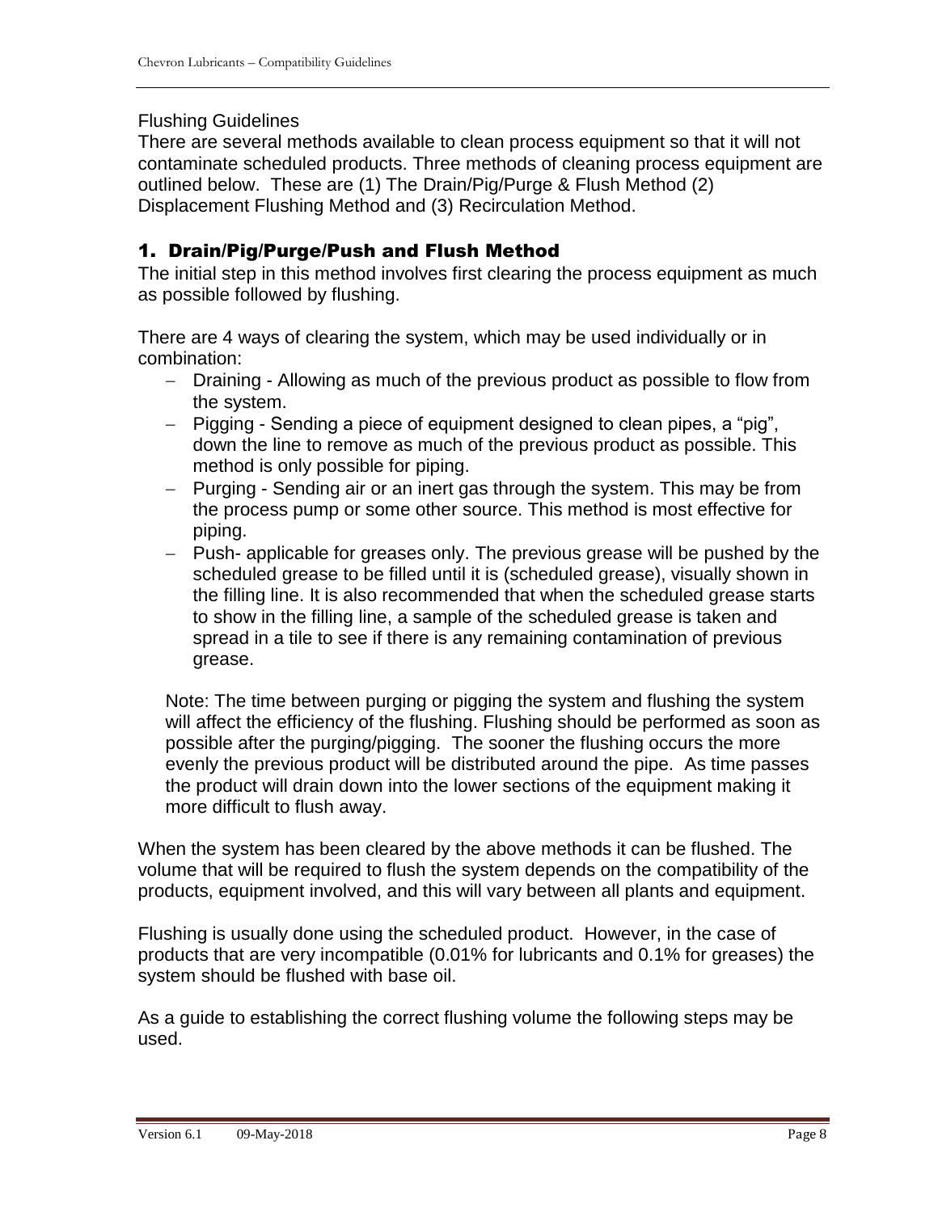Flushing Guidelines

There are several methods available to clean process equipment so that it will not contaminate scheduled products. Three methods of cleaning process equipment are outlined below. These are (1) The Drain/Pig/Purge & Flush Method (2) Displacement Flushing Method and (3) Recirculation Method.

## 1. Drain/Pig/Purge/Push and Flush Method

The initial step in this method involves first clearing the process equipment as much as possible followed by flushing.

There are 4 ways of clearing the system, which may be used individually or in combination:

- Draining - Allowing as much of the previous product as possible to flow from the system.
- Pigging - Sending a piece of equipment designed to clean pipes, a "pig", down the line to remove as much of the previous product as possible. This method is only possible for piping.
- Purging - Sending air or an inert gas through the system. This may be from the process pump or some other source. This method is most effective for piping.
- Push- applicable for greases only. The previous grease will be pushed by the scheduled grease to be filled until it is (scheduled grease), visually shown in the filling line. It is also recommended that when the scheduled grease starts to show in the filling line, a sample of the scheduled grease is taken and spread in a tile to see if there is any remaining contamination of previous grease.

Note: The time between purging or pigging the system and flushing the system will affect the efficiency of the flushing. Flushing should be performed as soon as possible after the purging/pigging. The sooner the flushing occurs the more evenly the previous product will be distributed around the pipe. As time passes the product will drain down into the lower sections of the equipment making it more difficult to flush away.

When the system has been cleared by the above methods it can be flushed. The volume that will be required to flush the system depends on the compatibility of the products, equipment involved, and this will vary between all plants and equipment.

Flushing is usually done using the scheduled product. However, in the case of products that are very incompatible (0.01% for lubricants and 0.1% for greases) the system should be flushed with base oil.

As a guide to establishing the correct flushing volume the following steps may be used.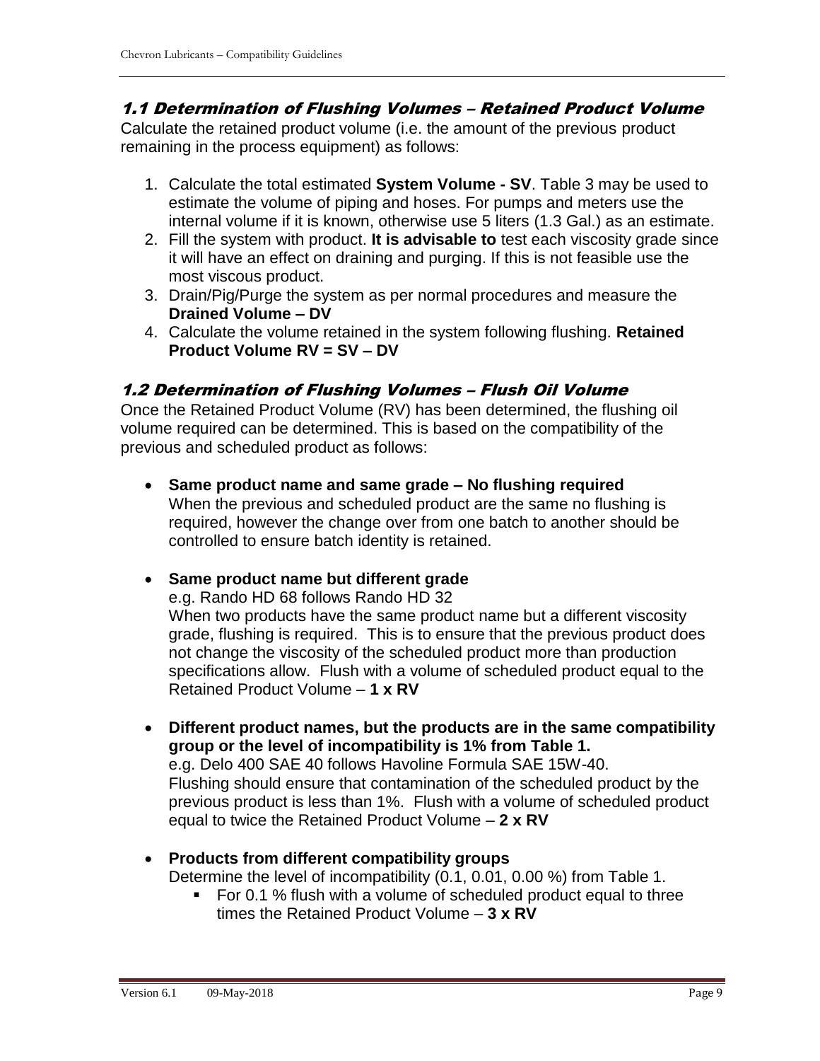## 1.1 Determination of Flushing Volumes – Retained Product Volume

Calculate the retained product volume (i.e. the amount of the previous product remaining in the process equipment) as follows:

1. Calculate the total estimated **System Volume - SV**. Table 3 may be used to estimate the volume of piping and hoses. For pumps and meters use the internal volume if it is known, otherwise use 5 liters (1.3 Gal.) as an estimate.
2. Fill the system with product. **It is advisable to** test each viscosity grade since it will have an effect on draining and purging. If this is not feasible use the most viscous product.
3. Drain/Pig/Purge the system as per normal procedures and measure the **Drained Volume – DV**
4. Calculate the volume retained in the system following flushing. **Retained Product Volume RV = SV – DV**

## 1.2 Determination of Flushing Volumes – Flush Oil Volume

Once the Retained Product Volume (RV) has been determined, the flushing oil volume required can be determined. This is based on the compatibility of the previous and scheduled product as follows:

- **Same product name and same grade – No flushing required**
  When the previous and scheduled product are the same no flushing is required, however the change over from one batch to another should be controlled to ensure batch identity is retained.

- **Same product name but different grade**
  e.g. Rando HD 68 follows Rando HD 32
  When two products have the same product name but a different viscosity grade, flushing is required. This is to ensure that the previous product does not change the viscosity of the scheduled product more than production specifications allow. Flush with a volume of scheduled product equal to the Retained Product Volume – **1 x RV**

- **Different product names, but the products are in the same compatibility group or the level of incompatibility is 1% from Table 1.**
  e.g. Delo 400 SAE 40 follows Havoline Formula SAE 15W-40.
  Flushing should ensure that contamination of the scheduled product by the previous product is less than 1%. Flush with a volume of scheduled product equal to twice the Retained Product Volume – **2 x RV**

- **Products from different compatibility groups**
  Determine the level of incompatibility (0.1, 0.01, 0.00 %) from Table 1.
  - For 0.1 % flush with a volume of scheduled product equal to three times the Retained Product Volume – **3 x RV**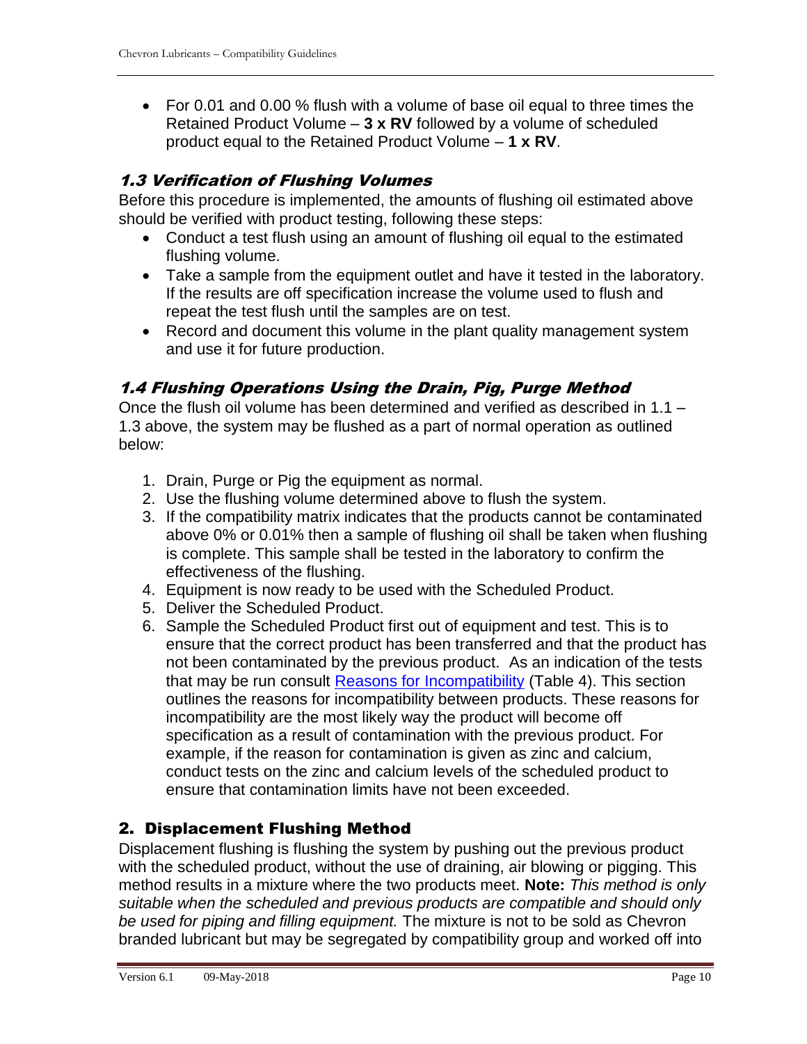- For 0.01 and 0.00 % flush with a volume of base oil equal to three times the Retained Product Volume – **3 x RV** followed by a volume of scheduled product equal to the Retained Product Volume – **1 x RV**.

### 1.3 Verification of Flushing Volumes

Before this procedure is implemented, the amounts of flushing oil estimated above should be verified with product testing, following these steps:

- Conduct a test flush using an amount of flushing oil equal to the estimated flushing volume.
- Take a sample from the equipment outlet and have it tested in the laboratory. If the results are off specification increase the volume used to flush and repeat the test flush until the samples are on test.
- Record and document this volume in the plant quality management system and use it for future production.

### 1.4 Flushing Operations Using the Drain, Pig, Purge Method

Once the flush oil volume has been determined and verified as described in 1.1 – 1.3 above, the system may be flushed as a part of normal operation as outlined below:

1. Drain, Purge or Pig the equipment as normal.
2. Use the flushing volume determined above to flush the system.
3. If the compatibility matrix indicates that the products cannot be contaminated above 0% or 0.01% then a sample of flushing oil shall be taken when flushing is complete. This sample shall be tested in the laboratory to confirm the effectiveness of the flushing.
4. Equipment is now ready to be used with the Scheduled Product.
5. Deliver the Scheduled Product.
6. Sample the Scheduled Product first out of equipment and test. This is to ensure that the correct product has been transferred and that the product has not been contaminated by the previous product. As an indication of the tests that may be run consult Reasons for Incompatibility (Table 4). This section outlines the reasons for incompatibility between products. These reasons for incompatibility are the most likely way the product will become off specification as a result of contamination with the previous product. For example, if the reason for contamination is given as zinc and calcium, conduct tests on the zinc and calcium levels of the scheduled product to ensure that contamination limits have not been exceeded.

## 2. Displacement Flushing Method

Displacement flushing is flushing the system by pushing out the previous product with the scheduled product, without the use of draining, air blowing or pigging. This method results in a mixture where the two products meet. **Note:** *This method is only suitable when the scheduled and previous products are compatible and should only be used for piping and filling equipment.* The mixture is not to be sold as Chevron branded lubricant but may be segregated by compatibility group and worked off into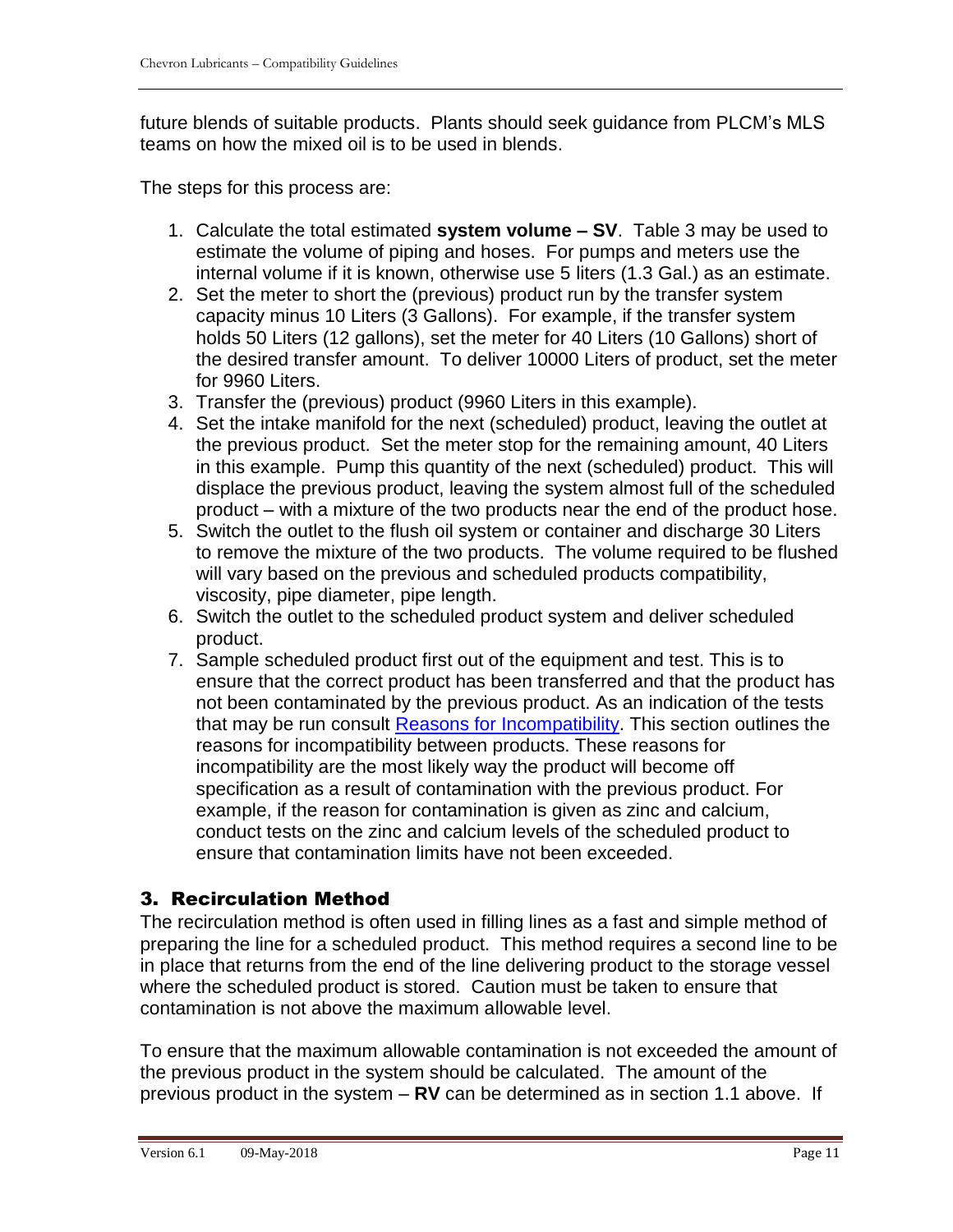future blends of suitable products. Plants should seek guidance from PLCM's MLS teams on how the mixed oil is to be used in blends.

The steps for this process are:

1. Calculate the total estimated **system volume – SV**. Table 3 may be used to estimate the volume of piping and hoses. For pumps and meters use the internal volume if it is known, otherwise use 5 liters (1.3 Gal.) as an estimate.
2. Set the meter to short the (previous) product run by the transfer system capacity minus 10 Liters (3 Gallons). For example, if the transfer system holds 50 Liters (12 gallons), set the meter for 40 Liters (10 Gallons) short of the desired transfer amount. To deliver 10000 Liters of product, set the meter for 9960 Liters.
3. Transfer the (previous) product (9960 Liters in this example).
4. Set the intake manifold for the next (scheduled) product, leaving the outlet at the previous product. Set the meter stop for the remaining amount, 40 Liters in this example. Pump this quantity of the next (scheduled) product. This will displace the previous product, leaving the system almost full of the scheduled product – with a mixture of the two products near the end of the product hose.
5. Switch the outlet to the flush oil system or container and discharge 30 Liters to remove the mixture of the two products. The volume required to be flushed will vary based on the previous and scheduled products compatibility, viscosity, pipe diameter, pipe length.
6. Switch the outlet to the scheduled product system and deliver scheduled product.
7. Sample scheduled product first out of the equipment and test. This is to ensure that the correct product has been transferred and that the product has not been contaminated by the previous product. As an indication of the tests that may be run consult Reasons for Incompatibility. This section outlines the reasons for incompatibility between products. These reasons for incompatibility are the most likely way the product will become off specification as a result of contamination with the previous product. For example, if the reason for contamination is given as zinc and calcium, conduct tests on the zinc and calcium levels of the scheduled product to ensure that contamination limits have not been exceeded.

## 3. Recirculation Method

The recirculation method is often used in filling lines as a fast and simple method of preparing the line for a scheduled product. This method requires a second line to be in place that returns from the end of the line delivering product to the storage vessel where the scheduled product is stored. Caution must be taken to ensure that contamination is not above the maximum allowable level.

To ensure that the maximum allowable contamination is not exceeded the amount of the previous product in the system should be calculated. The amount of the previous product in the system – **RV** can be determined as in section 1.1 above. If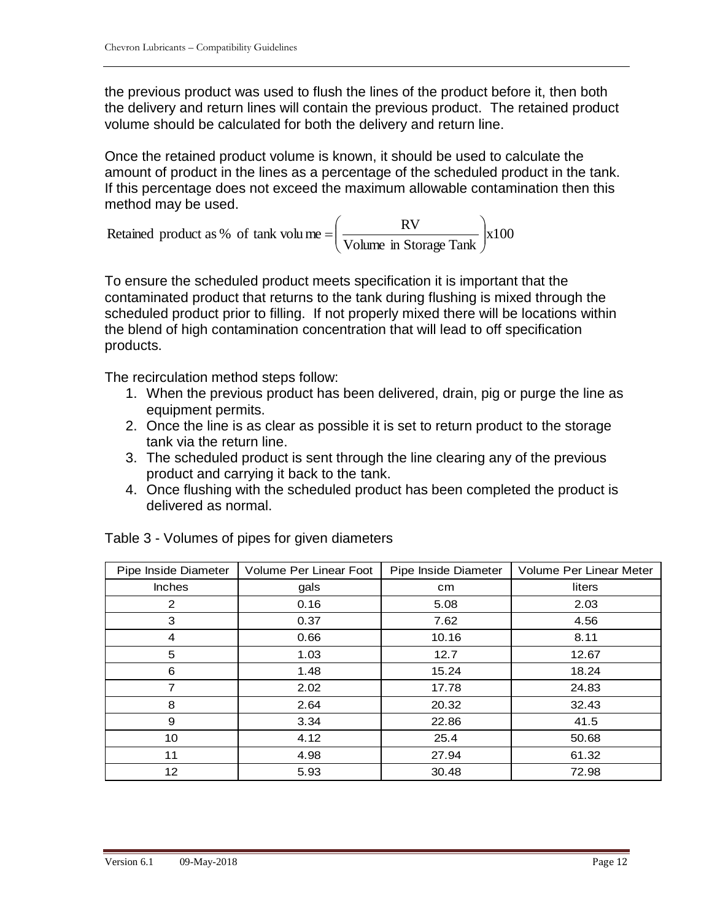the previous product was used to flush the lines of the product before it, then both the delivery and return lines will contain the previous product. The retained product volume should be calculated for both the delivery and return line.

Once the retained product volume is known, it should be used to calculate the amount of product in the lines as a percentage of the scheduled product in the tank. If this percentage does not exceed the maximum allowable contamination then this method may be used.

$$\text{Retained product as \% of tank volume} = \left( \frac{\text{RV}}{\text{Volume in Storage Tank}} \right) \text{x}100$$

To ensure the scheduled product meets specification it is important that the contaminated product that returns to the tank during flushing is mixed through the scheduled product prior to filling. If not properly mixed there will be locations within the blend of high contamination concentration that will lead to off specification products.

The recirculation method steps follow:

1. When the previous product has been delivered, drain, pig or purge the line as equipment permits.
2. Once the line is as clear as possible it is set to return product to the storage tank via the return line.
3. The scheduled product is sent through the line clearing any of the previous product and carrying it back to the tank.
4. Once flushing with the scheduled product has been completed the product is delivered as normal.

Table 3 - Volumes of pipes for given diameters

| Pipe Inside Diameter | Volume Per Linear Foot | Pipe Inside Diameter | Volume Per Linear Meter |
|---|---|---|---|
| Inches | gals | cm | liters |
| 2 | 0.16 | 5.08 | 2.03 |
| 3 | 0.37 | 7.62 | 4.56 |
| 4 | 0.66 | 10.16 | 8.11 |
| 5 | 1.03 | 12.7 | 12.67 |
| 6 | 1.48 | 15.24 | 18.24 |
| 7 | 2.02 | 17.78 | 24.83 |
| 8 | 2.64 | 20.32 | 32.43 |
| 9 | 3.34 | 22.86 | 41.5 |
| 10 | 4.12 | 25.4 | 50.68 |
| 11 | 4.98 | 27.94 | 61.32 |
| 12 | 5.93 | 30.48 | 72.98 |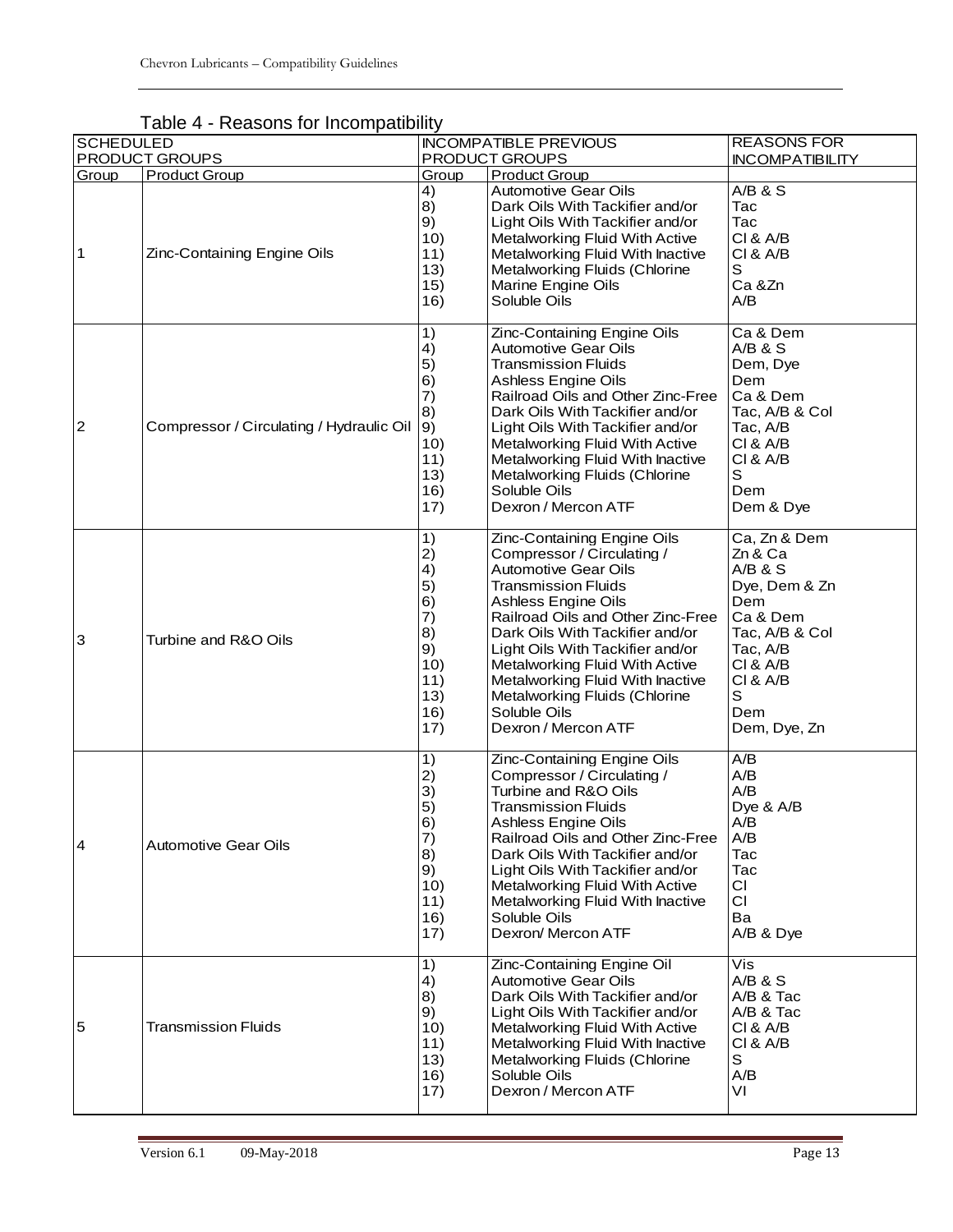Table 4 - Reasons for Incompatibility

| SCHEDULED PRODUCT GROUPS | | INCOMPATIBLE PREVIOUS PRODUCT GROUPS | | REASONS FOR INCOMPATIBILITY |
|---|---|---|---|---|
| Group | Product Group | Group | Product Group | |
| 1 | Zinc-Containing Engine Oils | 4) | Automotive Gear Oils | A/B & S |
| | | 8) | Dark Oils With Tackifier and/or | Tac |
| | | 9) | Light Oils With Tackifier and/or | Tac |
| | | 10) | Metalworking Fluid With Active | Cl & A/B |
| | | 11) | Metalworking Fluid With Inactive | Cl & A/B |
| | | 13) | Metalworking Fluids (Chlorine | S |
| | | 15) | Marine Engine Oils | Ca &Zn |
| | | 16) | Soluble Oils | A/B |
| 2 | Compressor / Circulating / Hydraulic Oil | 1) | Zinc-Containing Engine Oils | Ca & Dem |
| | | 4) | Automotive Gear Oils | A/B & S |
| | | 5) | Transmission Fluids | Dem, Dye |
| | | 6) | Ashless Engine Oils | Dem |
| | | 7) | Railroad Oils and Other Zinc-Free | Ca & Dem |
| | | 8) | Dark Oils With Tackifier and/or | Tac, A/B & Col |
| | | 9) | Light Oils With Tackifier and/or | Tac, A/B |
| | | 10) | Metalworking Fluid With Active | Cl & A/B |
| | | 11) | Metalworking Fluid With Inactive | Cl & A/B |
| | | 13) | Metalworking Fluids (Chlorine | S |
| | | 16) | Soluble Oils | Dem |
| | | 17) | Dexron / Mercon ATF | Dem & Dye |
| 3 | Turbine and R&O Oils | 1) | Zinc-Containing Engine Oils | Ca, Zn & Dem |
| | | 2) | Compressor / Circulating / | Zn & Ca |
| | | 4) | Automotive Gear Oils | A/B & S |
| | | 5) | Transmission Fluids | Dye, Dem & Zn |
| | | 6) | Ashless Engine Oils | Dem |
| | | 7) | Railroad Oils and Other Zinc-Free | Ca & Dem |
| | | 8) | Dark Oils With Tackifier and/or | Tac, A/B & Col |
| | | 9) | Light Oils With Tackifier and/or | Tac, A/B |
| | | 10) | Metalworking Fluid With Active | Cl & A/B |
| | | 11) | Metalworking Fluid With Inactive | Cl & A/B |
| | | 13) | Metalworking Fluids (Chlorine | S |
| | | 16) | Soluble Oils | Dem |
| | | 17) | Dexron / Mercon ATF | Dem, Dye, Zn |
| 4 | Automotive Gear Oils | 1) | Zinc-Containing Engine Oils | A/B |
| | | 2) | Compressor / Circulating / | A/B |
| | | 3) | Turbine and R&O Oils | A/B |
| | | 5) | Transmission Fluids | Dye & A/B |
| | | 6) | Ashless Engine Oils | A/B |
| | | 7) | Railroad Oils and Other Zinc-Free | A/B |
| | | 8) | Dark Oils With Tackifier and/or | Tac |
| | | 9) | Light Oils With Tackifier and/or | Tac |
| | | 10) | Metalworking Fluid With Active | Cl |
| | | 11) | Metalworking Fluid With Inactive | Cl |
| | | 16) | Soluble Oils | Ba |
| | | 17) | Dexron/ Mercon ATF | A/B & Dye |
| 5 | Transmission Fluids | 1) | Zinc-Containing Engine Oil | Vis |
| | | 4) | Automotive Gear Oils | A/B & S |
| | | 8) | Dark Oils With Tackifier and/or | A/B & Tac |
| | | 9) | Light Oils With Tackifier and/or | A/B & Tac |
| | | 10) | Metalworking Fluid With Active | Cl & A/B |
| | | 11) | Metalworking Fluid With Inactive | Cl & A/B |
| | | 13) | Metalworking Fluids (Chlorine | S |
| | | 16) | Soluble Oils | A/B |
| | | 17) | Dexron / Mercon ATF | VI |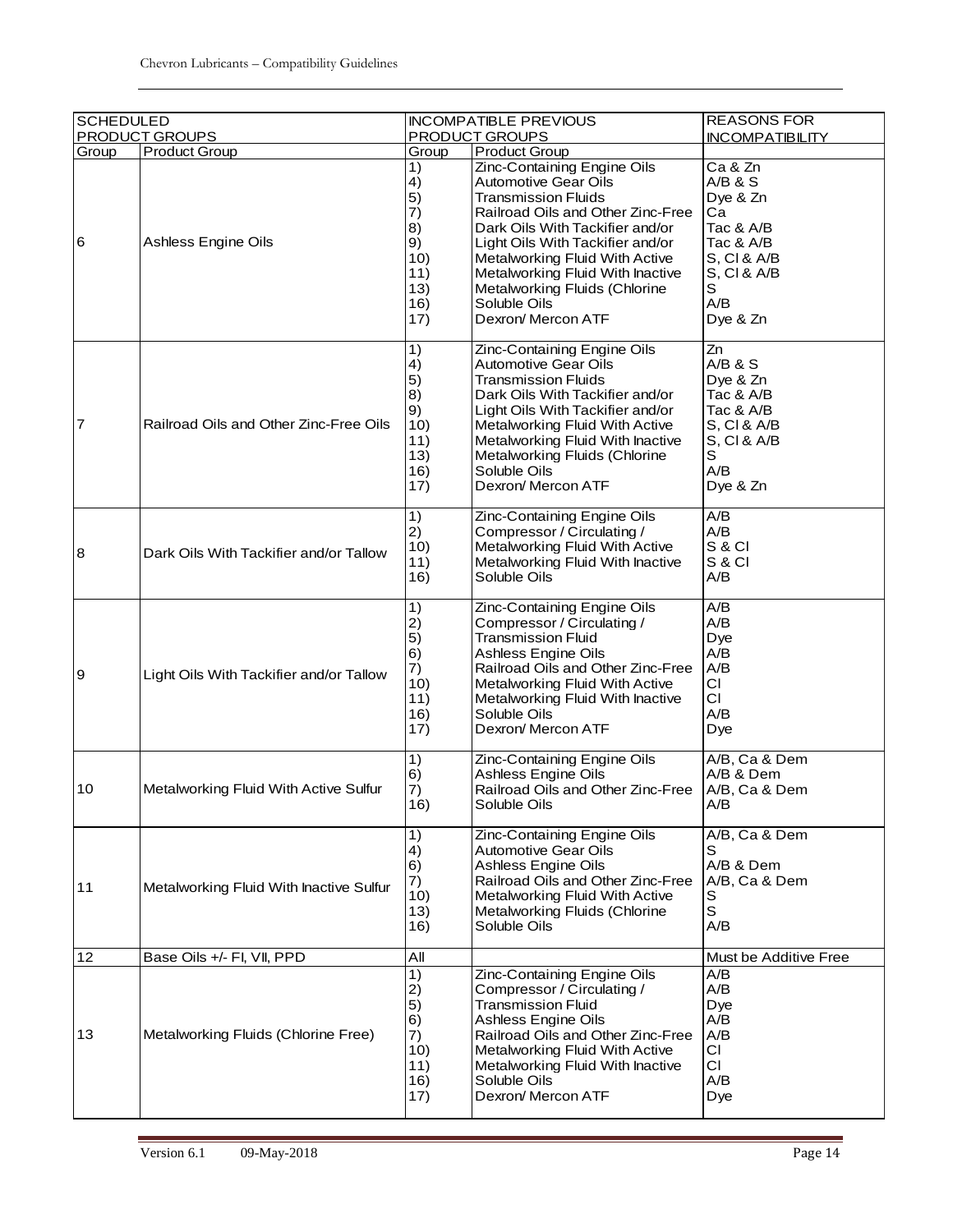| SCHEDULED PRODUCT GROUPS | | INCOMPATIBLE PREVIOUS PRODUCT GROUPS | | REASONS FOR INCOMPATIBILITY |
|---|---|---|---|---|
| Group | Product Group | Group | Product Group | |
| 6 | Ashless Engine Oils | 1) | Zinc-Containing Engine Oils | Ca & Zn |
| | | 4) | Automotive Gear Oils | A/B & S |
| | | 5) | Transmission Fluids | Dye & Zn |
| | | 7) | Railroad Oils and Other Zinc-Free | Ca |
| | | 8) | Dark Oils With Tackifier and/or | Tac & A/B |
| | | 9) | Light Oils With Tackifier and/or | Tac & A/B |
| | | 10) | Metalworking Fluid With Active | S, Cl & A/B |
| | | 11) | Metalworking Fluid With Inactive | S, Cl & A/B |
| | | 13) | Metalworking Fluids (Chlorine | S |
| | | 16) | Soluble Oils | A/B |
| | | 17) | Dexron/ Mercon ATF | Dye & Zn |
| 7 | Railroad Oils and Other Zinc-Free Oils | 1) | Zinc-Containing Engine Oils | Zn |
| | | 4) | Automotive Gear Oils | A/B & S |
| | | 5) | Transmission Fluids | Dye & Zn |
| | | 8) | Dark Oils With Tackifier and/or | Tac & A/B |
| | | 9) | Light Oils With Tackifier and/or | Tac & A/B |
| | | 10) | Metalworking Fluid With Active | S, Cl & A/B |
| | | 11) | Metalworking Fluid With Inactive | S, Cl & A/B |
| | | 13) | Metalworking Fluids (Chlorine | S |
| | | 16) | Soluble Oils | A/B |
| | | 17) | Dexron/ Mercon ATF | Dye & Zn |
| 8 | Dark Oils With Tackifier and/or Tallow | 1) | Zinc-Containing Engine Oils | A/B |
| | | 2) | Compressor / Circulating / | A/B |
| | | 10) | Metalworking Fluid With Active | S & Cl |
| | | 11) | Metalworking Fluid With Inactive | S & Cl |
| | | 16) | Soluble Oils | A/B |
| 9 | Light Oils With Tackifier and/or Tallow | 1) | Zinc-Containing Engine Oils | A/B |
| | | 2) | Compressor / Circulating / | A/B |
| | | 5) | Transmission Fluid | Dye |
| | | 6) | Ashless Engine Oils | A/B |
| | | 7) | Railroad Oils and Other Zinc-Free | A/B |
| | | 10) | Metalworking Fluid With Active | Cl |
| | | 11) | Metalworking Fluid With Inactive | Cl |
| | | 16) | Soluble Oils | A/B |
| | | 17) | Dexron/ Mercon ATF | Dye |
| 10 | Metalworking Fluid With Active Sulfur | 1) | Zinc-Containing Engine Oils | A/B, Ca & Dem |
| | | 6) | Ashless Engine Oils | A/B & Dem |
| | | 7) | Railroad Oils and Other Zinc-Free | A/B, Ca & Dem |
| | | 16) | Soluble Oils | A/B |
| 11 | Metalworking Fluid With Inactive Sulfur | 1) | Zinc-Containing Engine Oils | A/B, Ca & Dem |
| | | 4) | Automotive Gear Oils | S |
| | | 6) | Ashless Engine Oils | A/B & Dem |
| | | 7) | Railroad Oils and Other Zinc-Free | A/B, Ca & Dem |
| | | 10) | Metalworking Fluid With Active | S |
| | | 13) | Metalworking Fluids (Chlorine | S |
| | | 16) | Soluble Oils | A/B |
| 12 | Base Oils +/- FI, VII, PPD | All | | Must be Additive Free |
| 13 | Metalworking Fluids (Chlorine Free) | 1) | Zinc-Containing Engine Oils | A/B |
| | | 2) | Compressor / Circulating / | A/B |
| | | 5) | Transmission Fluid | Dye |
| | | 6) | Ashless Engine Oils | A/B |
| | | 7) | Railroad Oils and Other Zinc-Free | A/B |
| | | 10) | Metalworking Fluid With Active | Cl |
| | | 11) | Metalworking Fluid With Inactive | Cl |
| | | 16) | Soluble Oils | A/B |
| | | 17) | Dexron/ Mercon ATF | Dye |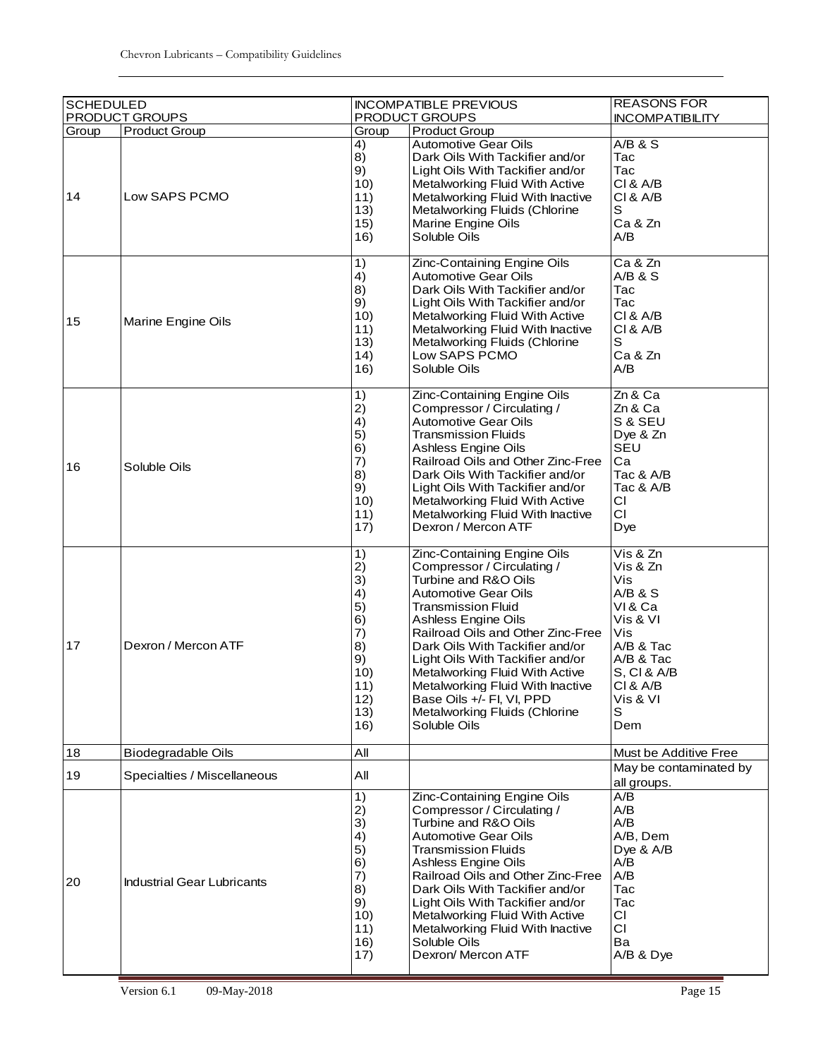| SCHEDULED PRODUCT GROUPS | | INCOMPATIBLE PREVIOUS PRODUCT GROUPS | | REASONS FOR INCOMPATIBILITY |
|---|---|---|---|---|
| Group | Product Group | Group | Product Group | |
| 14 | Low SAPS PCMO | 4) | Automotive Gear Oils | A/B & S |
| | | 8) | Dark Oils With Tackifier and/or | Tac |
| | | 9) | Light Oils With Tackifier and/or | Tac |
| | | 10) | Metalworking Fluid With Active | Cl & A/B |
| | | 11) | Metalworking Fluid With Inactive | Cl & A/B |
| | | 13) | Metalworking Fluids (Chlorine | S |
| | | 15) | Marine Engine Oils | Ca & Zn |
| | | 16) | Soluble Oils | A/B |
| 15 | Marine Engine Oils | 1) | Zinc-Containing Engine Oils | Ca & Zn |
| | | 4) | Automotive Gear Oils | A/B & S |
| | | 8) | Dark Oils With Tackifier and/or | Tac |
| | | 9) | Light Oils With Tackifier and/or | Tac |
| | | 10) | Metalworking Fluid With Active | Cl & A/B |
| | | 11) | Metalworking Fluid With Inactive | Cl & A/B |
| | | 13) | Metalworking Fluids (Chlorine | S |
| | | 14) | Low SAPS PCMO | Ca & Zn |
| | | 16) | Soluble Oils | A/B |
| 16 | Soluble Oils | 1) | Zinc-Containing Engine Oils | Zn & Ca |
| | | 2) | Compressor / Circulating / | Zn & Ca |
| | | 4) | Automotive Gear Oils | S & SEU |
| | | 5) | Transmission Fluids | Dye & Zn |
| | | 6) | Ashless Engine Oils | SEU |
| | | 7) | Railroad Oils and Other Zinc-Free | Ca |
| | | 8) | Dark Oils With Tackifier and/or | Tac & A/B |
| | | 9) | Light Oils With Tackifier and/or | Tac & A/B |
| | | 10) | Metalworking Fluid With Active | Cl |
| | | 11) | Metalworking Fluid With Inactive | Cl |
| | | 17) | Dexron / Mercon ATF | Dye |
| 17 | Dexron / Mercon ATF | 1) | Zinc-Containing Engine Oils | Vis & Zn |
| | | 2) | Compressor / Circulating / | Vis & Zn |
| | | 3) | Turbine and R&O Oils | Vis |
| | | 4) | Automotive Gear Oils | A/B & S |
| | | 5) | Transmission Fluid | VI & Ca |
| | | 6) | Ashless Engine Oils | Vis & VI |
| | | 7) | Railroad Oils and Other Zinc-Free | Vis |
| | | 8) | Dark Oils With Tackifier and/or | A/B & Tac |
| | | 9) | Light Oils With Tackifier and/or | A/B & Tac |
| | | 10) | Metalworking Fluid With Active | S, Cl & A/B |
| | | 11) | Metalworking Fluid With Inactive | Cl & A/B |
| | | 12) | Base Oils +/- FI, VI, PPD | Vis & VI |
| | | 13) | Metalworking Fluids (Chlorine | S |
| | | 16) | Soluble Oils | Dem |
| 18 | Biodegradable Oils | All | | Must be Additive Free |
| 19 | Specialties / Miscellaneous | All | | May be contaminated by all groups. |
| 20 | Industrial Gear Lubricants | 1) | Zinc-Containing Engine Oils | A/B |
| | | 2) | Compressor / Circulating / | A/B |
| | | 3) | Turbine and R&O Oils | A/B |
| | | 4) | Automotive Gear Oils | A/B, Dem |
| | | 5) | Transmission Fluids | Dye & A/B |
| | | 6) | Ashless Engine Oils | A/B |
| | | 7) | Railroad Oils and Other Zinc-Free | A/B |
| | | 8) | Dark Oils With Tackifier and/or | Tac |
| | | 9) | Light Oils With Tackifier and/or | Tac |
| | | 10) | Metalworking Fluid With Active | Cl |
| | | 11) | Metalworking Fluid With Inactive | Cl |
| | | 16) | Soluble Oils | Ba |
| | | 17) | Dexron/ Mercon ATF | A/B & Dye |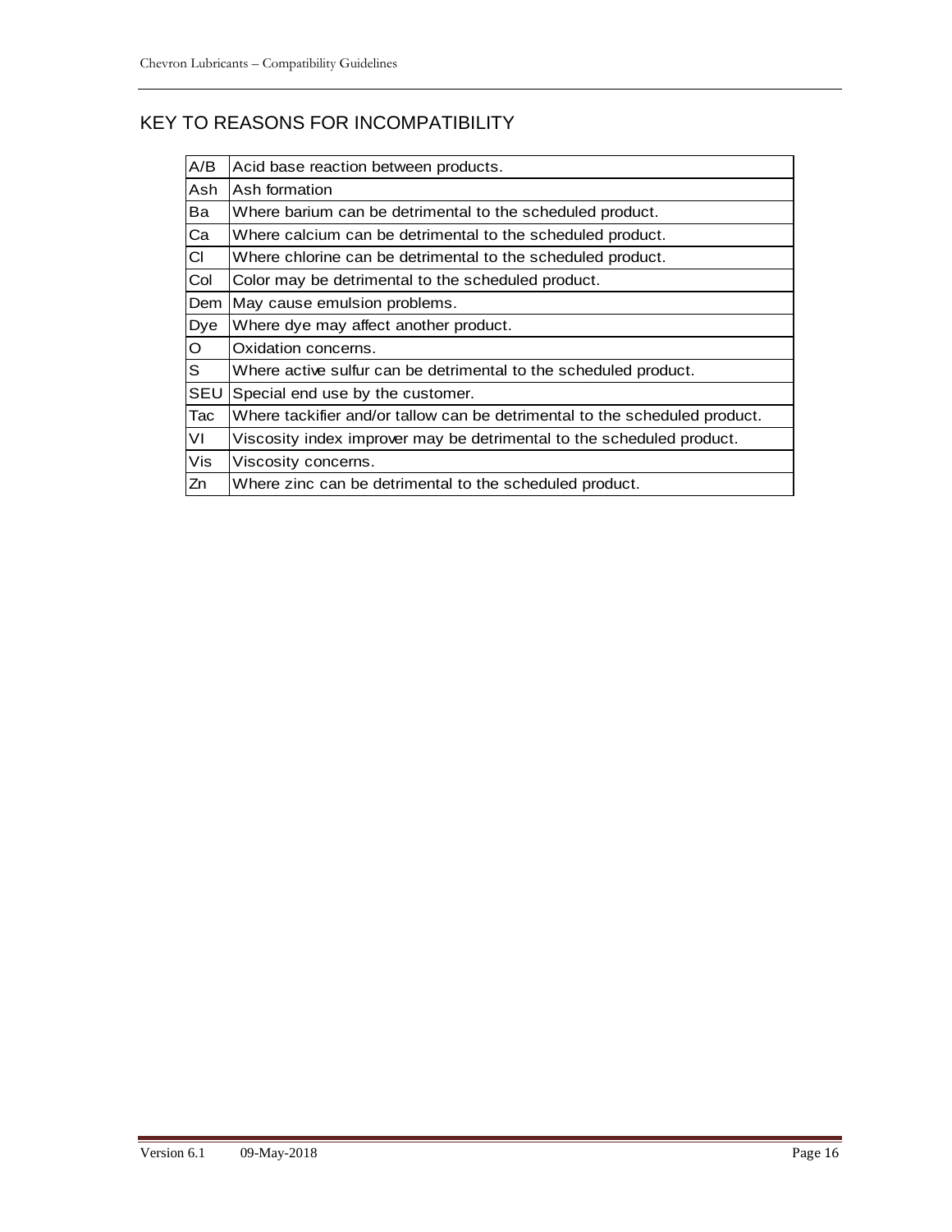## KEY TO REASONS FOR INCOMPATIBILITY

| | |
|---|---|
| A/B | Acid base reaction between products. |
| Ash | Ash formation |
| Ba | Where barium can be detrimental to the scheduled product. |
| Ca | Where calcium can be detrimental to the scheduled product. |
| Cl | Where chlorine can be detrimental to the scheduled product. |
| Col | Color may be detrimental to the scheduled product. |
| Dem | May cause emulsion problems. |
| Dye | Where dye may affect another product. |
| O | Oxidation concerns. |
| S | Where active sulfur can be detrimental to the scheduled product. |
| SEU | Special end use by the customer. |
| Tac | Where tackifier and/or tallow can be detrimental to the scheduled product. |
| VI | Viscosity index improver may be detrimental to the scheduled product. |
| Vis | Viscosity concerns. |
| Zn | Where zinc can be detrimental to the scheduled product. |